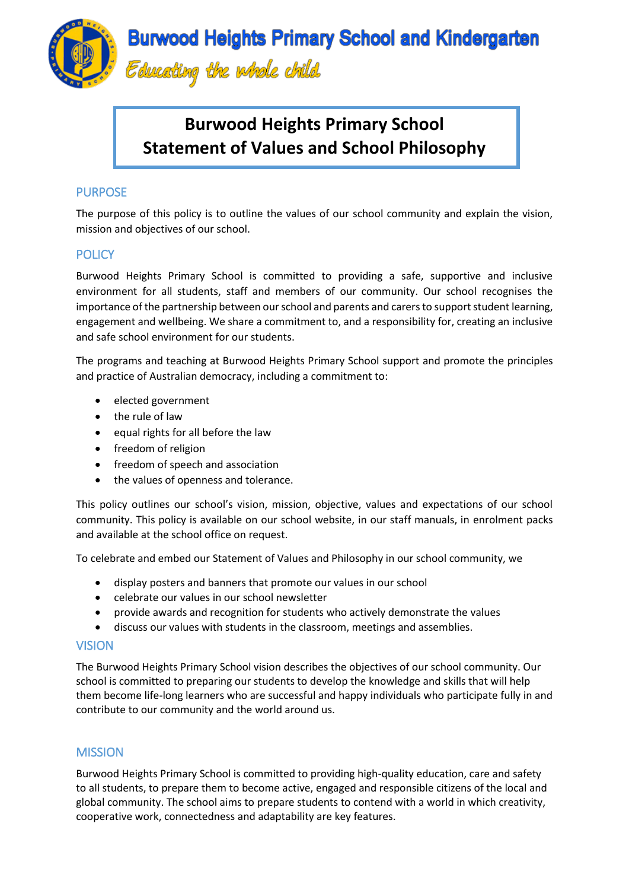# Burwood Heights Primary School and Kindergarten

*Educating the whole child*

## Burwood Heights Primary School Statement of Values and School Philosophy

### PURPOSE

The purpose of this policy is to outline the values of our school community and explain the vision, mission and objectives of our school.

### POLICY

Burwood Heights Primary School is committed to providing a safe, supportive and inclusive environment for all students, staff and members of our community. Our school recognises the importance of the partnership between our school and parents and carers to support student learning, engagement and wellbeing. We share a commitment to, and a responsibility for, creating an inclusive and safe school environment for our students.

The programs and teaching at Burwood Heights Primary School support and promote the principles and practice of Australian democracy, including a commitment to:

- elected government
- the rule of law
- equal rights for all before the law
- freedom of religion
- freedom of speech and association
- the values of openness and tolerance.

This policy outlines our school's vision, mission, objective, values and expectations of our school community. This policy is available on our school website, in our staff manuals, in enrolment packs and available at the school office on request.

To celebrate and embed our Statement of Values and Philosophy in our school community, we

- display posters and banners that promote our values in our school
- celebrate our values in our school newsletter
- provide awards and recognition for students who actively demonstrate the values
- discuss our values with students in the classroom, meetings and assemblies.

### VISION

The Burwood Heights Primary School vision describes the objectives of our school community. Our school is committed to preparing our students to develop the knowledge and skills that will help them become life-long learners who are successful and happy individuals who participate fully in and contribute to our community and the world around us.

### MISSION

Burwood Heights Primary School is committed to providing high-quality education, care and safety to all students, to prepare them to become active, engaged and responsible citizens of the local and global community. The school aims to prepare students to contend with a world in which creativity, cooperative work, connectedness and adaptability are key features.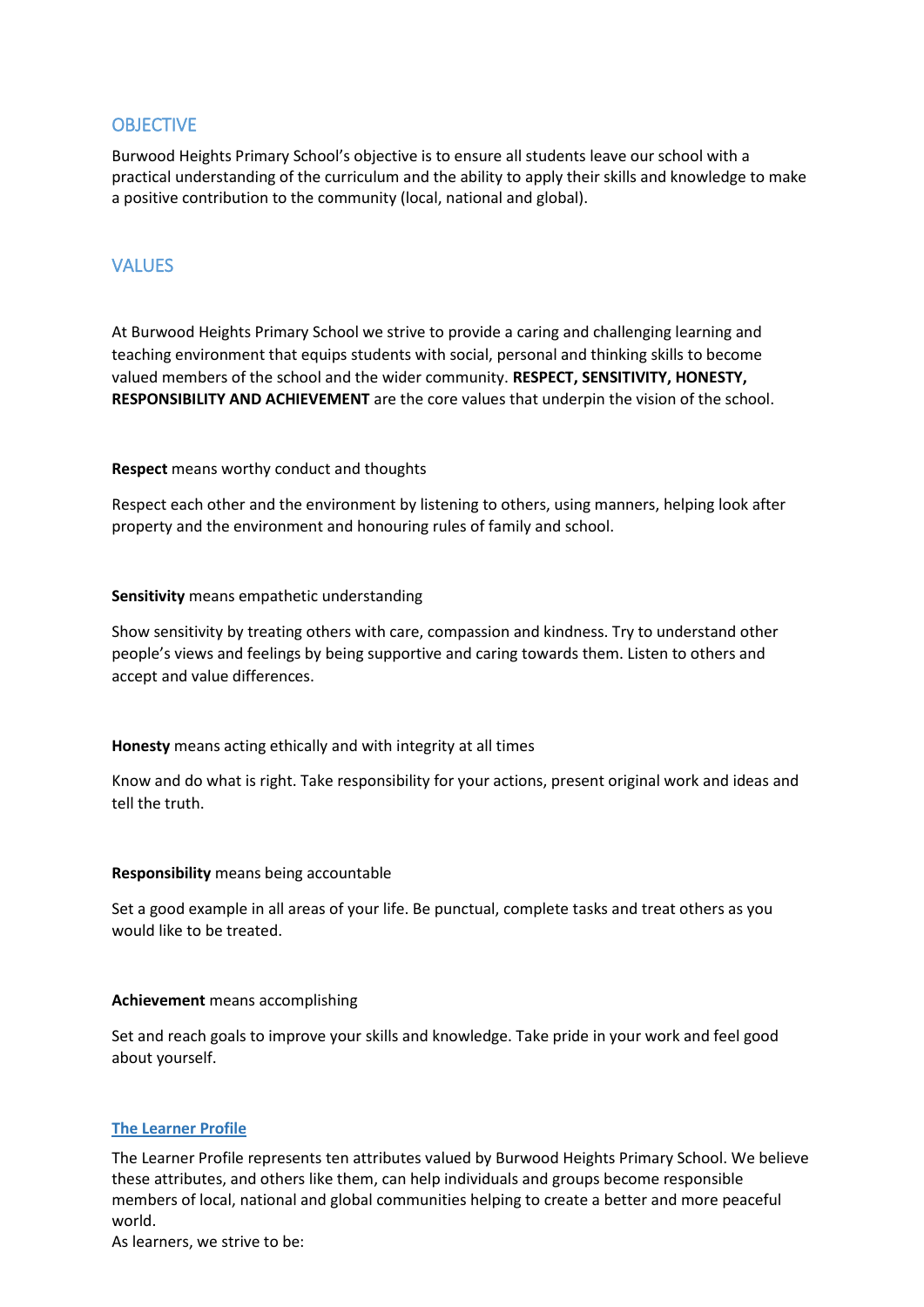## OBJECTIVE

Burwood Heights Primary School's objective is to ensure all students leave our school with a practical understanding of the curriculum and the ability to apply their skills and knowledge to make a positive contribution to the community (local, national and global).

## VALUES

At Burwood Heights Primary School we strive to provide a caring and challenging learning and teaching environment that equips students with social, personal and thinking skills to become valued members of the school and the wider community. **RESPECT, SENSITIVITY, HONESTY, RESPONSIBILITY AND ACHIEVEMENT** are the core values that underpin the vision of the school.

**Respect** means worthy conduct and thoughts

Respect each other and the environment by listening to others, using manners, helping look after property and the environment and honouring rules of family and school.

**Sensitivity** means empathetic understanding

Show sensitivity by treating others with care, compassion and kindness. Try to understand other people's views and feelings by being supportive and caring towards them. Listen to others and accept and value differences.

**Honesty** means acting ethically and with integrity at all times

Know and do what is right. Take responsibility for your actions, present original work and ideas and tell the truth.

**Responsibility** means being accountable

Set a good example in all areas of your life. Be punctual, complete tasks and treat others as you would like to be treated.

**Achievement** means accomplishing

Set and reach goals to improve your skills and knowledge. Take pride in your work and feel good about yourself.

### The Learner Profile

The Learner Profile represents ten attributes valued by Burwood Heights Primary School. We believe these attributes, and others like them, can help individuals and groups become responsible members of local, national and global communities helping to create a better and more peaceful world.
As learners, we strive to be: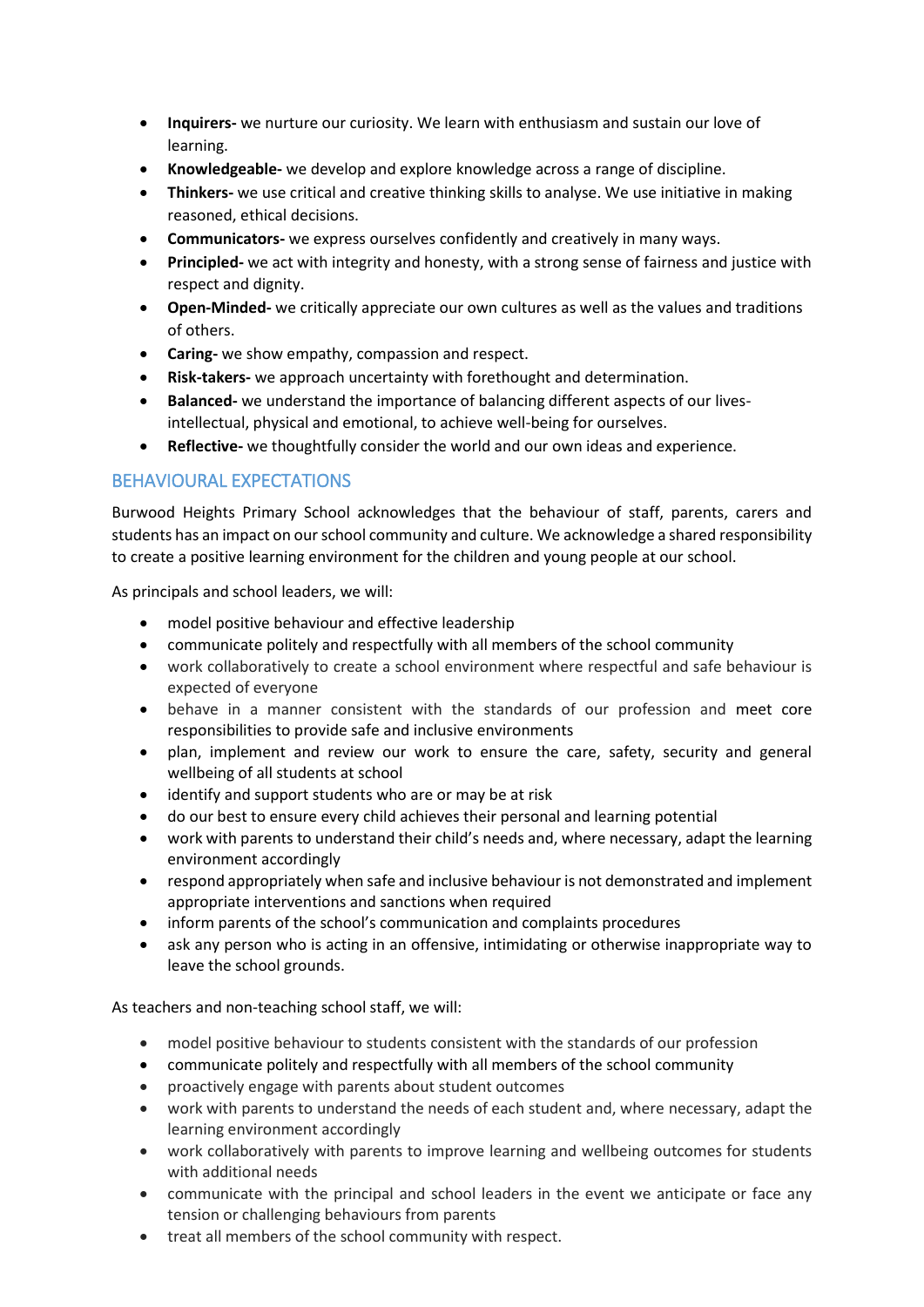- **Inquirers-** we nurture our curiosity. We learn with enthusiasm and sustain our love of learning.
- **Knowledgeable-** we develop and explore knowledge across a range of discipline.
- **Thinkers-** we use critical and creative thinking skills to analyse. We use initiative in making reasoned, ethical decisions.
- **Communicators-** we express ourselves confidently and creatively in many ways.
- **Principled-** we act with integrity and honesty, with a strong sense of fairness and justice with respect and dignity.
- **Open-Minded-** we critically appreciate our own cultures as well as the values and traditions of others.
- **Caring-** we show empathy, compassion and respect.
- **Risk-takers-** we approach uncertainty with forethought and determination.
- **Balanced-** we understand the importance of balancing different aspects of our lives- intellectual, physical and emotional, to achieve well-being for ourselves.
- **Reflective-** we thoughtfully consider the world and our own ideas and experience.

## BEHAVIOURAL EXPECTATIONS

Burwood Heights Primary School acknowledges that the behaviour of staff, parents, carers and students has an impact on our school community and culture. We acknowledge a shared responsibility to create a positive learning environment for the children and young people at our school.

As principals and school leaders, we will:

- model positive behaviour and effective leadership
- communicate politely and respectfully with all members of the school community
- work collaboratively to create a school environment where respectful and safe behaviour is expected of everyone
- behave in a manner consistent with the standards of our profession and meet core responsibilities to provide safe and inclusive environments
- plan, implement and review our work to ensure the care, safety, security and general wellbeing of all students at school
- identify and support students who are or may be at risk
- do our best to ensure every child achieves their personal and learning potential
- work with parents to understand their child's needs and, where necessary, adapt the learning environment accordingly
- respond appropriately when safe and inclusive behaviour is not demonstrated and implement appropriate interventions and sanctions when required
- inform parents of the school's communication and complaints procedures
- ask any person who is acting in an offensive, intimidating or otherwise inappropriate way to leave the school grounds.

As teachers and non-teaching school staff, we will:

- model positive behaviour to students consistent with the standards of our profession
- communicate politely and respectfully with all members of the school community
- proactively engage with parents about student outcomes
- work with parents to understand the needs of each student and, where necessary, adapt the learning environment accordingly
- work collaboratively with parents to improve learning and wellbeing outcomes for students with additional needs
- communicate with the principal and school leaders in the event we anticipate or face any tension or challenging behaviours from parents
- treat all members of the school community with respect.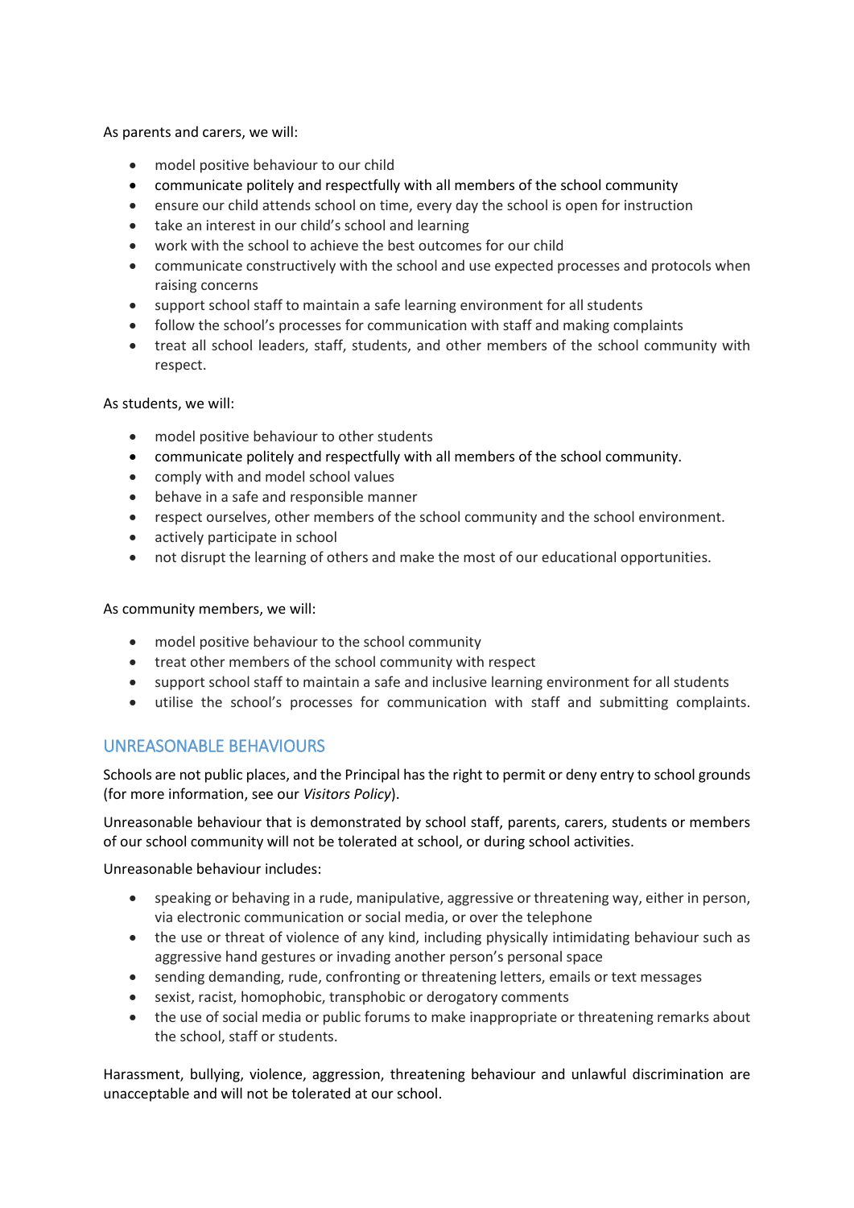As parents and carers, we will:

- model positive behaviour to our child
- communicate politely and respectfully with all members of the school community
- ensure our child attends school on time, every day the school is open for instruction
- take an interest in our child's school and learning
- work with the school to achieve the best outcomes for our child
- communicate constructively with the school and use expected processes and protocols when raising concerns
- support school staff to maintain a safe learning environment for all students
- follow the school's processes for communication with staff and making complaints
- treat all school leaders, staff, students, and other members of the school community with respect.

As students, we will:

- model positive behaviour to other students
- communicate politely and respectfully with all members of the school community.
- comply with and model school values
- behave in a safe and responsible manner
- respect ourselves, other members of the school community and the school environment.
- actively participate in school
- not disrupt the learning of others and make the most of our educational opportunities.

As community members, we will:

- model positive behaviour to the school community
- treat other members of the school community with respect
- support school staff to maintain a safe and inclusive learning environment for all students
- utilise the school's processes for communication with staff and submitting complaints.

## UNREASONABLE BEHAVIOURS

Schools are not public places, and the Principal has the right to permit or deny entry to school grounds (for more information, see our *Visitors Policy*).

Unreasonable behaviour that is demonstrated by school staff, parents, carers, students or members of our school community will not be tolerated at school, or during school activities.

Unreasonable behaviour includes:

- speaking or behaving in a rude, manipulative, aggressive or threatening way, either in person, via electronic communication or social media, or over the telephone
- the use or threat of violence of any kind, including physically intimidating behaviour such as aggressive hand gestures or invading another person's personal space
- sending demanding, rude, confronting or threatening letters, emails or text messages
- sexist, racist, homophobic, transphobic or derogatory comments
- the use of social media or public forums to make inappropriate or threatening remarks about the school, staff or students.

Harassment, bullying, violence, aggression, threatening behaviour and unlawful discrimination are unacceptable and will not be tolerated at our school.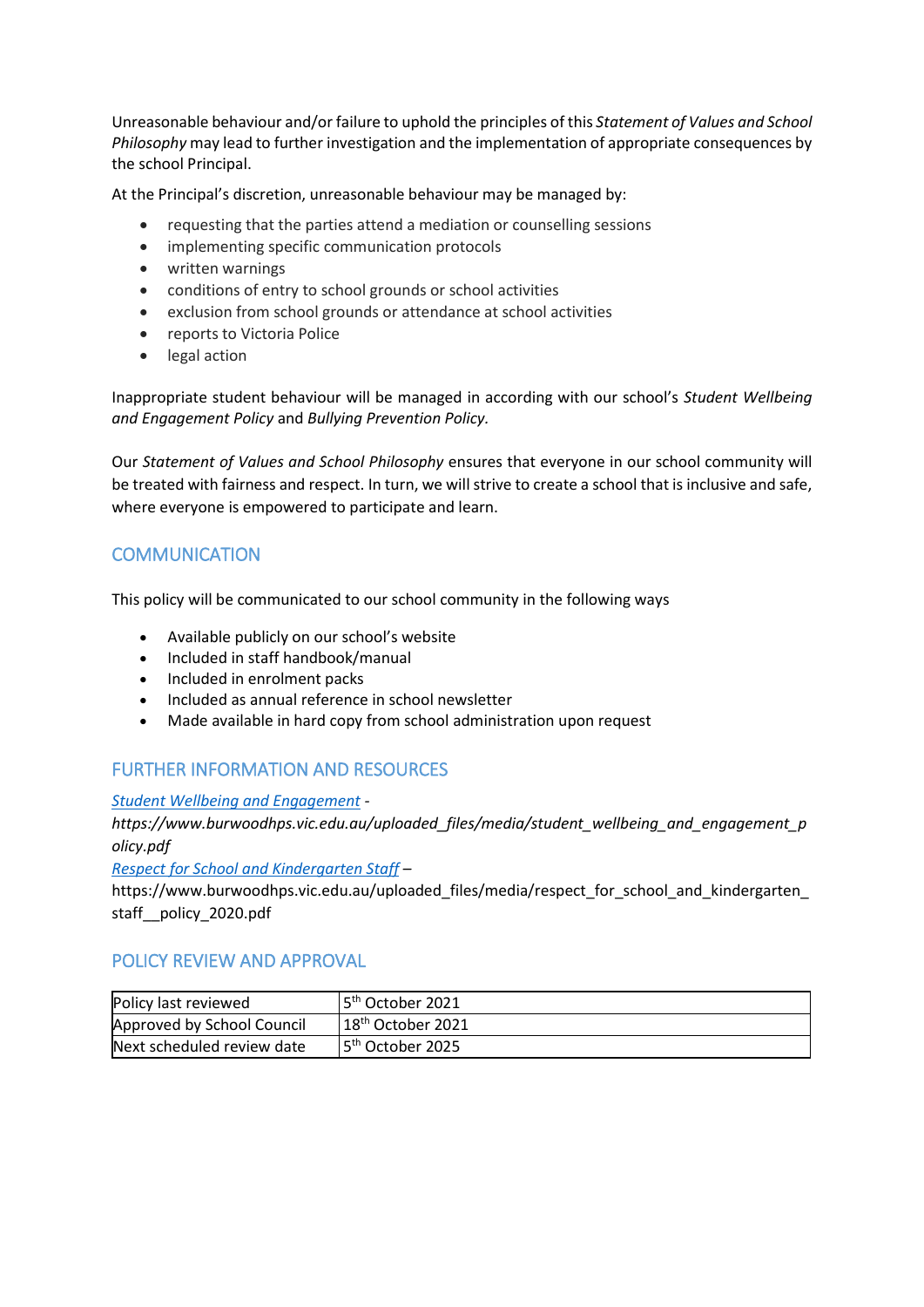Unreasonable behaviour and/or failure to uphold the principles of this *Statement of Values and School Philosophy* may lead to further investigation and the implementation of appropriate consequences by the school Principal.

At the Principal's discretion, unreasonable behaviour may be managed by:

- requesting that the parties attend a mediation or counselling sessions
- implementing specific communication protocols
- written warnings
- conditions of entry to school grounds or school activities
- exclusion from school grounds or attendance at school activities
- reports to Victoria Police
- legal action

Inappropriate student behaviour will be managed in according with our school's *Student Wellbeing and Engagement Policy* and *Bullying Prevention Policy.*

Our *Statement of Values and School Philosophy* ensures that everyone in our school community will be treated with fairness and respect. In turn, we will strive to create a school that is inclusive and safe, where everyone is empowered to participate and learn.

## COMMUNICATION

This policy will be communicated to our school community in the following ways

- Available publicly on our school's website
- Included in staff handbook/manual
- Included in enrolment packs
- Included as annual reference in school newsletter
- Made available in hard copy from school administration upon request

## FURTHER INFORMATION AND RESOURCES

*Student Wellbeing and Engagement* - *https://www.burwoodhps.vic.edu.au/uploaded_files/media/student_wellbeing_and_engagement_policy.pdf*

*Respect for School and Kindergarten Staff* – https://www.burwoodhps.vic.edu.au/uploaded_files/media/respect_for_school_and_kindergarten_staff__policy_2020.pdf

## POLICY REVIEW AND APPROVAL

| | |
|---|---|
| Policy last reviewed | 5th October 2021 |
| Approved by School Council | 18th October 2021 |
| Next scheduled review date | 5th October 2025 |